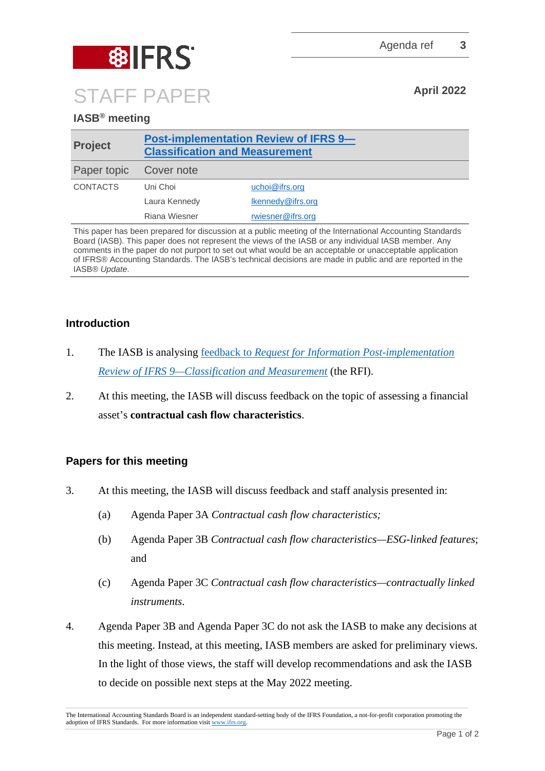Agenda ref 3

# STAFF PAPER

April 2022

**IASB® meeting**

| **Project** | **Post-implementation Review of IFRS 9—Classification and Measurement** | |
|---|---|---|
| Paper topic | Cover note | |
| CONTACTS | Uni Choi | uchoi@ifrs.org |
| | Laura Kennedy | lkennedy@ifrs.org |
| | Riana Wiesner | rwiesner@ifrs.org |

This paper has been prepared for discussion at a public meeting of the International Accounting Standards Board (IASB). This paper does not represent the views of the IASB or any individual IASB member. Any comments in the paper do not purport to set out what would be an acceptable or unacceptable application of IFRS® Accounting Standards. The IASB's technical decisions are made in public and are reported in the IASB® *Update*.

## Introduction

1. The IASB is analysing feedback to *Request for Information Post-implementation Review of IFRS 9—Classification and Measurement* (the RFI).
2. At this meeting, the IASB will discuss feedback on the topic of assessing a financial asset's **contractual cash flow characteristics**.

## Papers for this meeting

3. At this meeting, the IASB will discuss feedback and staff analysis presented in:
   (a) Agenda Paper 3A *Contractual cash flow characteristics;*
   (b) Agenda Paper 3B *Contractual cash flow characteristics—ESG-linked features*; and
   (c) Agenda Paper 3C *Contractual cash flow characteristics—contractually linked instruments*.
4. Agenda Paper 3B and Agenda Paper 3C do not ask the IASB to make any decisions at this meeting. Instead, at this meeting, IASB members are asked for preliminary views. In the light of those views, the staff will develop recommendations and ask the IASB to decide on possible next steps at the May 2022 meeting.

The International Accounting Standards Board is an independent standard-setting body of the IFRS Foundation, a not-for-profit corporation promoting the adoption of IFRS Standards. For more information visit www.ifrs.org.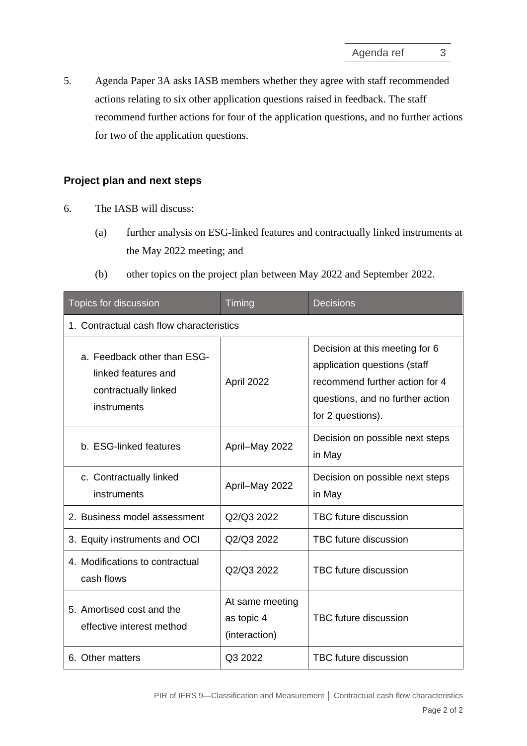5. Agenda Paper 3A asks IASB members whether they agree with staff recommended actions relating to six other application questions raised in feedback. The staff recommend further actions for four of the application questions, and no further actions for two of the application questions.

## Project plan and next steps

6. The IASB will discuss:

   (a) further analysis on ESG-linked features and contractually linked instruments at the May 2022 meeting; and

   (b) other topics on the project plan between May 2022 and September 2022.

| Topics for discussion | Timing | Decisions |
|---|---|---|
| 1. Contractual cash flow characteristics | | |
| a. Feedback other than ESG-linked features and contractually linked instruments | April 2022 | Decision at this meeting for 6 application questions (staff recommend further action for 4 questions, and no further action for 2 questions). |
| b. ESG-linked features | April–May 2022 | Decision on possible next steps in May |
| c. Contractually linked instruments | April–May 2022 | Decision on possible next steps in May |
| 2. Business model assessment | Q2/Q3 2022 | TBC future discussion |
| 3. Equity instruments and OCI | Q2/Q3 2022 | TBC future discussion |
| 4. Modifications to contractual cash flows | Q2/Q3 2022 | TBC future discussion |
| 5. Amortised cost and the effective interest method | At same meeting as topic 4 (interaction) | TBC future discussion |
| 6. Other matters | Q3 2022 | TBC future discussion |